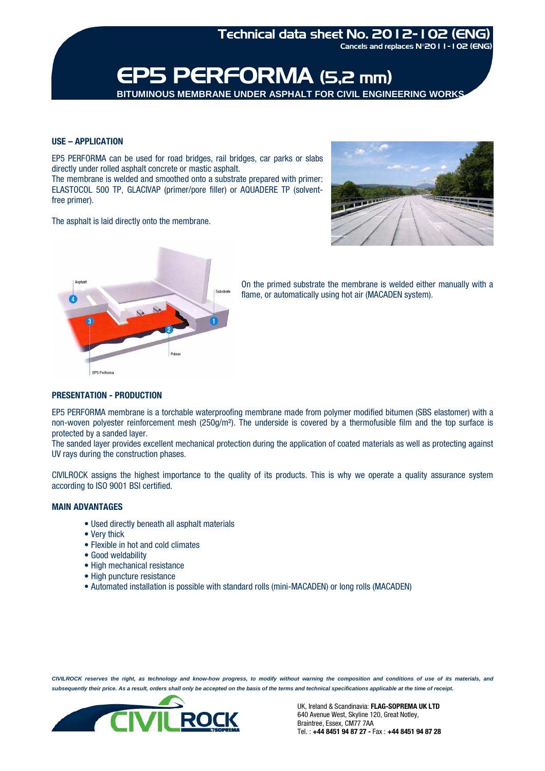# Technical data sheet No. 2012-102 (ENG)

Cancels and replaces N°2011-102 (ENG)

# EP5 PERFORMA (5,2 mm)

**BITUMINOUS MEMBRANE UNDER ASPHALT FOR CIVIL ENGINEERING WORKS**

## USE – APPLICATION

EP5 PERFORMA can be used for road bridges, rail bridges, car parks or slabs directly under rolled asphalt concrete or mastic asphalt.
The membrane is welded and smoothed onto a substrate prepared with primer: ELASTOCOL 500 TP, GLACIVAP (primer/pore filler) or AQUADERE TP (solvent-free primer).

The asphalt is laid directly onto the membrane.

Asphalt
4
Substrate
1
3
2
Primer
EP5 Performa

On the primed substrate the membrane is welded either manually with a flame, or automatically using hot air (MACADEN system).

## PRESENTATION - PRODUCTION

EP5 PERFORMA membrane is a torchable waterproofing membrane made from polymer modified bitumen (SBS elastomer) with a non-woven polyester reinforcement mesh (250g/m²). The underside is covered by a thermofusible film and the top surface is protected by a sanded layer.
The sanded layer provides excellent mechanical protection during the application of coated materials as well as protecting against UV rays during the construction phases.

CIVILROCK assigns the highest importance to the quality of its products. This is why we operate a quality assurance system according to ISO 9001 BSI certified.

## MAIN ADVANTAGES

- Used directly beneath all asphalt materials
- Very thick
- Flexible in hot and cold climates
- Good weldability
- High mechanical resistance
- High puncture resistance
- Automated installation is possible with standard rolls (mini-MACADEN) or long rolls (MACADEN)

***CIVILROCK reserves the right, as technology and know-how progress, to modify without warning the composition and conditions of use of its materials, and subsequently their price. As a result, orders shall only be accepted on the basis of the terms and technical specifications applicable at the time of receipt.***

CIVILROCK by SOPREMA

UK, Ireland & Scandinavia: **FLAG-SOPREMA UK LTD**
640 Avenue West, Skyline 120, Great Notley,
Braintree, Essex, CM77 7AA
Tel. : **+44 8451 94 87 27 -** Fax : **+44 8451 94 87 28**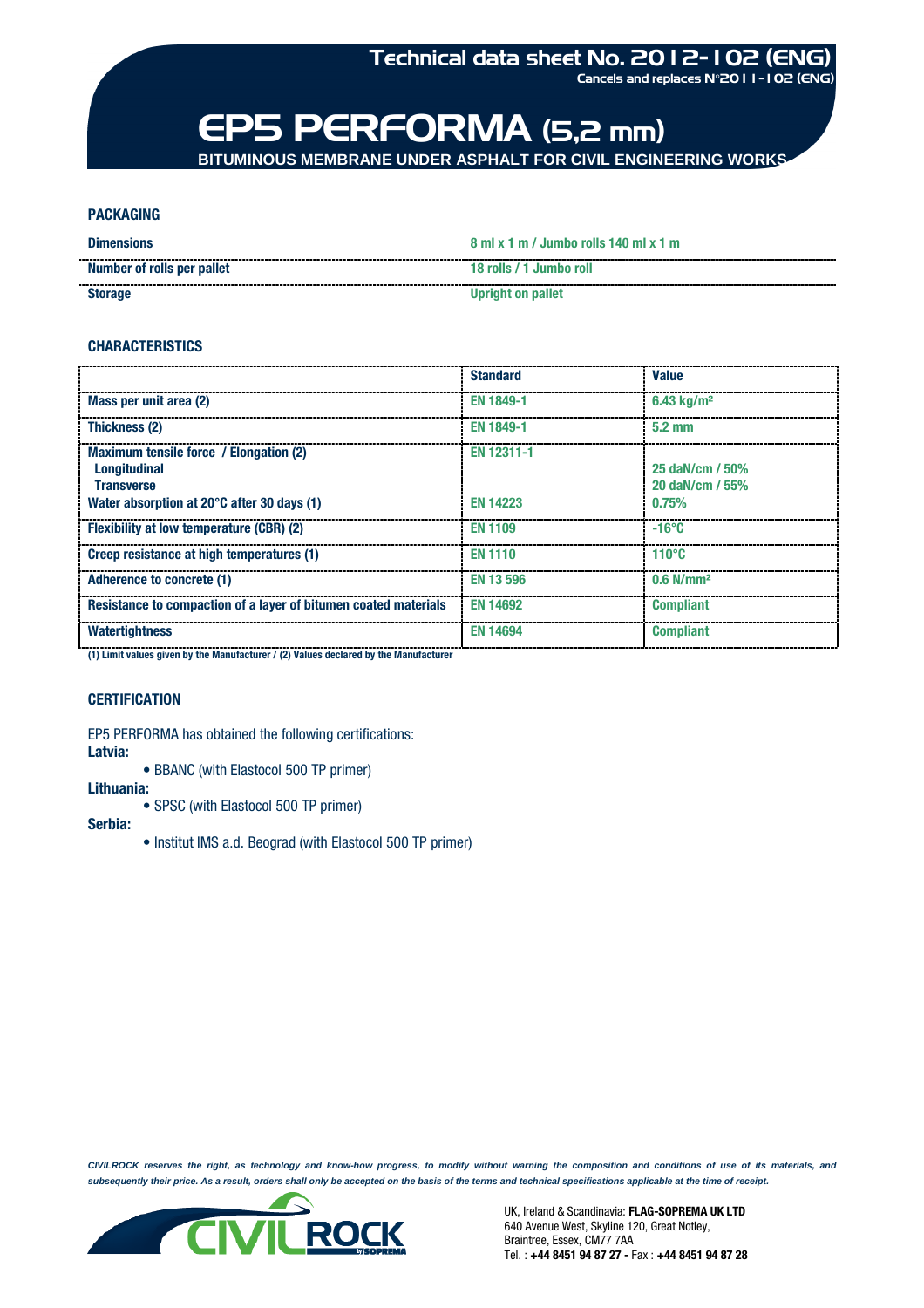# Technical data sheet No. 2012-102 (ENG)

Cancels and replaces N°2011-102 (ENG)

# EP5 PERFORMA (5,2 mm)

**BITUMINOUS MEMBRANE UNDER ASPHALT FOR CIVIL ENGINEERING WORKS**

## PACKAGING

| | |
|---|---|
| **Dimensions** | **8 ml x 1 m / Jumbo rolls 140 ml x 1 m** |
| **Number of rolls per pallet** | **18 rolls / 1 Jumbo roll** |
| **Storage** | **Upright on pallet** |

## CHARACTERISTICS

| | Standard | Value |
|---|---|---|
| **Mass per unit area (2)** | **EN 1849-1** | **6.43 kg/m²** |
| **Thickness (2)** | **EN 1849-1** | **5.2 mm** |
| **Maximum tensile force / Elongation (2)** <br> **Longitudinal** <br> **Transverse** | **EN 12311-1** | <br> **25 daN/cm / 50%** <br> **20 daN/cm / 55%** |
| **Water absorption at 20°C after 30 days (1)** | **EN 14223** | **0.75%** |
| **Flexibility at low temperature (CBR) (2)** | **EN 1109** | **-16°C** |
| **Creep resistance at high temperatures (1)** | **EN 1110** | **110°C** |
| **Adherence to concrete (1)** | **EN 13 596** | **0.6 N/mm²** |
| **Resistance to compaction of a layer of bitumen coated materials** | **EN 14692** | **Compliant** |
| **Watertightness** | **EN 14694** | **Compliant** |

**(1) Limit values given by the Manufacturer / (2) Values declared by the Manufacturer**

## CERTIFICATION

EP5 PERFORMA has obtained the following certifications:

**Latvia:**

- BBANC (with Elastocol 500 TP primer)

**Lithuania:**

- SPSC (with Elastocol 500 TP primer)

**Serbia:**

- Institut IMS a.d. Beograd (with Elastocol 500 TP primer)

*CIVILROCK reserves the right, as technology and know-how progress, to modify without warning the composition and conditions of use of its materials, and subsequently their price. As a result, orders shall only be accepted on the basis of the terms and technical specifications applicable at the time of receipt.*

UK, Ireland & Scandinavia: **FLAG-SOPREMA UK LTD**
640 Avenue West, Skyline 120, Great Notley,
Braintree, Essex, CM77 7AA
Tel. : **+44 8451 94 87 27 -** Fax : **+44 8451 94 87 28**